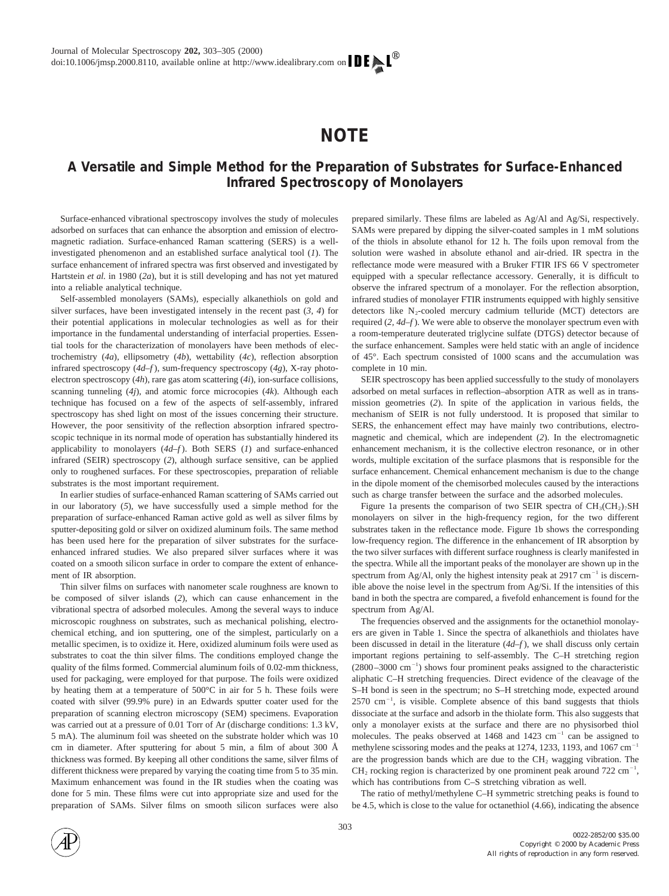# NOTE

## A Versatile and Simple Method for the Preparation of Substrates for Surface-Enhanced Infrared Spectroscopy of Monolayers

Surface-enhanced vibrational spectroscopy involves the study of molecules adsorbed on surfaces that can enhance the absorption and emission of electromagnetic radiation. Surface-enhanced Raman scattering (SERS) is a well-investigated phenomenon and an established surface analytical tool (*1*). The surface enhancement of infrared spectra was first observed and investigated by Hartstein *et al.* in 1980 (*2a*), but it is still developing and has not yet matured into a reliable analytical technique.

Self-assembled monolayers (SAMs), especially alkanethiols on gold and silver surfaces, have been investigated intensely in the recent past (*3, 4*) for their potential applications in molecular technologies as well as for their importance in the fundamental understanding of interfacial properties. Essential tools for the characterization of monolayers have been methods of electrochemistry (*4a*), ellipsometry (*4b*), wettability (*4c*), reflection absorption infrared spectroscopy (*4d–f*), sum-frequency spectroscopy (*4g*), X-ray photoelectron spectroscopy (*4h*), rare gas atom scattering (*4i*), ion-surface collisions, scanning tunneling (*4j*), and atomic force microcopies (*4k*). Although each technique has focused on a few of the aspects of self-assembly, infrared spectroscopy has shed light on most of the issues concerning their structure. However, the poor sensitivity of the reflection absorption infrared spectroscopic technique in its normal mode of operation has substantially hindered its applicability to monolayers (*4d–f*). Both SERS (*1*) and surface-enhanced infrared (SEIR) spectroscopy (*2*), although surface sensitive, can be applied only to roughened surfaces. For these spectroscopies, preparation of reliable substrates is the most important requirement.

In earlier studies of surface-enhanced Raman scattering of SAMs carried out in our laboratory (*5*), we have successfully used a simple method for the preparation of surface-enhanced Raman active gold as well as silver films by sputter-depositing gold or silver on oxidized aluminum foils. The same method has been used here for the preparation of silver substrates for the surface-enhanced infrared studies. We also prepared silver surfaces where it was coated on a smooth silicon surface in order to compare the extent of enhancement of IR absorption.

Thin silver films on surfaces with nanometer scale roughness are known to be composed of silver islands (*2*), which can cause enhancement in the vibrational spectra of adsorbed molecules. Among the several ways to induce microscopic roughness on substrates, such as mechanical polishing, electrochemical etching, and ion sputtering, one of the simplest, particularly on a metallic specimen, is to oxidize it. Here, oxidized aluminum foils were used as substrates to coat the thin silver films. The conditions employed change the quality of the films formed. Commercial aluminum foils of 0.02-mm thickness, used for packaging, were employed for that purpose. The foils were oxidized by heating them at a temperature of 500°C in air for 5 h. These foils were coated with silver (99.9% pure) in an Edwards sputter coater used for the preparation of scanning electron microscopy (SEM) specimens. Evaporation was carried out at a pressure of 0.01 Torr of Ar (discharge conditions: 1.3 kV, 5 mA). The aluminum foil was sheeted on the substrate holder which was 10 cm in diameter. After sputtering for about 5 min, a film of about 300 Å thickness was formed. By keeping all other conditions the same, silver films of different thickness were prepared by varying the coating time from 5 to 35 min. Maximum enhancement was found in the IR studies when the coating was done for 5 min. These films were cut into appropriate size and used for the preparation of SAMs. Silver films on smooth silicon surfaces were also prepared similarly. These films are labeled as Ag/Al and Ag/Si, respectively. SAMs were prepared by dipping the silver-coated samples in 1 mM solutions of the thiols in absolute ethanol for 12 h. The foils upon removal from the solution were washed in absolute ethanol and air-dried. IR spectra in the reflectance mode were measured with a Bruker FTIR IFS 66 V spectrometer equipped with a specular reflectance accessory. Generally, it is difficult to observe the infrared spectrum of a monolayer. For the reflection absorption, infrared studies of monolayer FTIR instruments equipped with highly sensitive detectors like $N_2$-cooled mercury cadmium telluride (MCT) detectors are required (*2, 4d–f*). We were able to observe the monolayer spectrum even with a room-temperature deuterated triglycine sulfate (DTGS) detector because of the surface enhancement. Samples were held static with an angle of incidence of 45°. Each spectrum consisted of 1000 scans and the accumulation was complete in 10 min.

SEIR spectroscopy has been applied successfully to the study of monolayers adsorbed on metal surfaces in reflection–absorption ATR as well as in transmission geometries (*2*). In spite of the application in various fields, the mechanism of SEIR is not fully understood. It is proposed that similar to SERS, the enhancement effect may have mainly two contributions, electromagnetic and chemical, which are independent (*2*). In the electromagnetic enhancement mechanism, it is the collective electron resonance, or in other words, multiple excitation of the surface plasmons that is responsible for the surface enhancement. Chemical enhancement mechanism is due to the change in the dipole moment of the chemisorbed molecules caused by the interactions such as charge transfer between the surface and the adsorbed molecules.

Figure 1a presents the comparison of two SEIR spectra of $CH_3(CH_2)_7SH$ monolayers on silver in the high-frequency region, for the two different substrates taken in the reflectance mode. Figure 1b shows the corresponding low-frequency region. The difference in the enhancement of IR absorption by the two silver surfaces with different surface roughness is clearly manifested in the spectra. While all the important peaks of the monolayer are shown up in the spectrum from Ag/Al, only the highest intensity peak at 2917 $cm^{-1}$ is discernible above the noise level in the spectrum from Ag/Si. If the intensities of this band in both the spectra are compared, a fivefold enhancement is found for the spectrum from Ag/Al.

The frequencies observed and the assignments for the octanethiol monolayers are given in Table 1. Since the spectra of alkanethiols and thiolates have been discussed in detail in the literature (*4d–f*), we shall discuss only certain important regions pertaining to self-assembly. The C–H stretching region (2800–3000 $cm^{-1}$) shows four prominent peaks assigned to the characteristic aliphatic C–H stretching frequencies. Direct evidence of the cleavage of the S–H bond is seen in the spectrum; no S–H stretching mode, expected around 2570 $cm^{-1}$, is visible. Complete absence of this band suggests that thiols dissociate at the surface and adsorb in the thiolate form. This also suggests that only a monolayer exists at the surface and there are no physisorbed thiol molecules. The peaks observed at 1468 and 1423 $cm^{-1}$ can be assigned to methylene scissoring modes and the peaks at 1274, 1233, 1193, and 1067 $cm^{-1}$ are the progression bands which are due to the $CH_2$ wagging vibration. The $CH_2$ rocking region is characterized by one prominent peak around 722 $cm^{-1}$, which has contributions from C–S stretching vibration as well.

The ratio of methyl/methylene C–H symmetric stretching peaks is found to be 4.5, which is close to the value for octanethiol (4.66), indicating the absence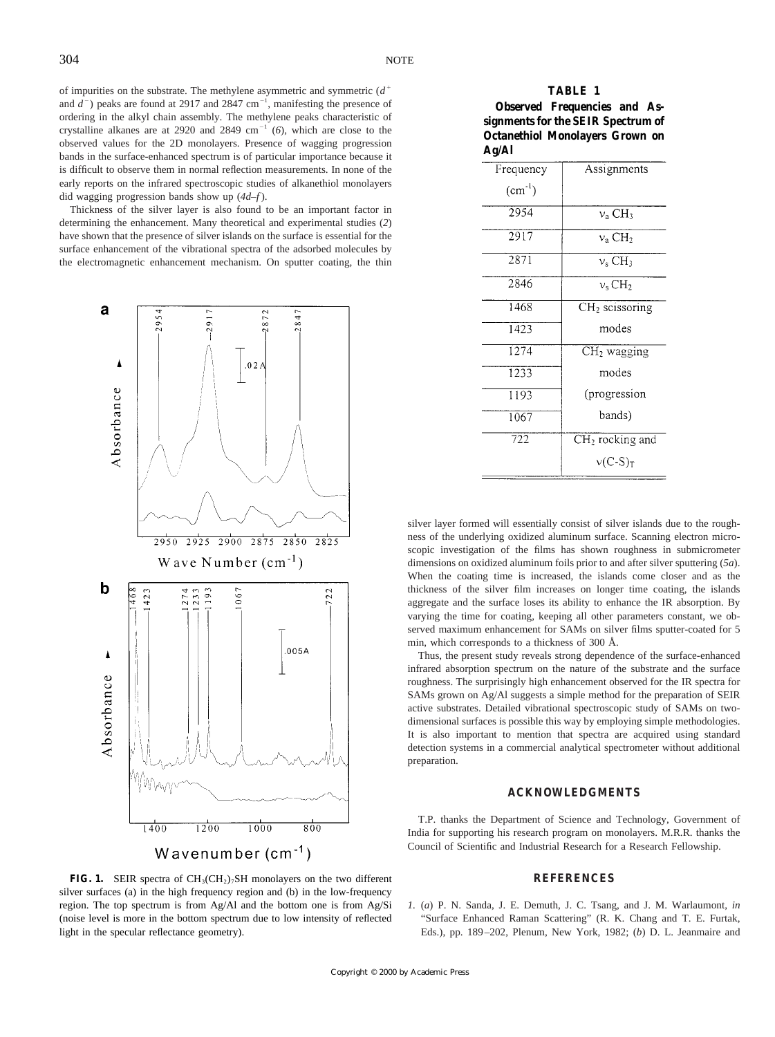of impurities on the substrate. The methylene asymmetric and symmetric ($d^+$ and $d^-$) peaks are found at 2917 and 2847 $cm^{-1}$, manifesting the presence of ordering in the alkyl chain assembly. The methylene peaks characteristic of crystalline alkanes are at 2920 and 2849 $cm^{-1}$ (*6*), which are close to the observed values for the 2D monolayers. Presence of wagging progression bands in the surface-enhanced spectrum is of particular importance because it is difficult to observe them in normal reflection measurements. In none of the early reports on the infrared spectroscopic studies of alkanethiol monolayers did wagging progression bands show up (*4d–f*).

Thickness of the silver layer is also found to be an important factor in determining the enhancement. Many theoretical and experimental studies (*2*) have shown that the presence of silver islands on the surface is essential for the surface enhancement of the vibrational spectra of the adsorbed molecules by the electromagnetic enhancement mechanism. On sputter coating, the thin silver layer formed will essentially consist of silver islands due to the roughness of the underlying oxidized aluminum surface. Scanning electron microscopic investigation of the films has shown roughness in submicrometer dimensions on oxidized aluminum foils prior to and after silver sputtering (*5a*). When the coating time is increased, the islands come closer and as the thickness of the silver film increases on longer time coating, the islands aggregate and the surface loses its ability to enhance the IR absorption. By varying the time for coating, keeping all other parameters constant, we observed maximum enhancement for SAMs on silver films sputter-coated for 5 min, which corresponds to a thickness of 300 Å.

Thus, the present study reveals strong dependence of the surface-enhanced infrared absorption spectrum on the nature of the substrate and the surface roughness. The surprisingly high enhancement observed for the IR spectra for SAMs grown on Ag/Al suggests a simple method for the preparation of SEIR active substrates. Detailed vibrational spectroscopic study of SAMs on two-dimensional surfaces is possible this way by employing simple methodologies. It is also important to mention that spectra are acquired using standard detection systems in a commercial analytical spectrometer without additional preparation.

**FIG. 1.** SEIR spectra of $CH_3(CH_2)_7SH$ monolayers on the two different silver surfaces (a) in the high frequency region and (b) in the low-frequency region. The top spectrum is from Ag/Al and the bottom one is from Ag/Si (noise level is more in the bottom spectrum due to low intensity of reflected light in the specular reflectance geometry).

**TABLE 1**
**Observed Frequencies and Assignments for the SEIR Spectrum of Octanethiol Monolayers Grown on Ag/Al**

| Frequency ($cm^{-1}$) | Assignments |
|---|---|
| 2954 | $\nu_a$ $CH_3$ |
| 2917 | $\nu_a$ $CH_2$ |
| 2871 | $\nu_s$ $CH_3$ |
| 2846 | $\nu_s$ $CH_2$ |
| 1468 | $CH_2$ scissoring modes |
| 1423 | |
| 1274 | $CH_2$ wagging modes (progression bands) |
| 1233 | |
| 1193 | |
| 1067 | |
| 722 | $CH_2$ rocking and $\nu(C\text{-}S)_T$ |

## ACKNOWLEDGMENTS

T.P. thanks the Department of Science and Technology, Government of India for supporting his research program on monolayers. M.R.R. thanks the Council of Scientific and Industrial Research for a Research Fellowship.

## REFERENCES

*1.* (*a*) P. N. Sanda, J. E. Demuth, J. C. Tsang, and J. M. Warlaumont, *in* "Surface Enhanced Raman Scattering" (R. K. Chang and T. E. Furtak, Eds.), pp. 189–202, Plenum, New York, 1982; (*b*) D. L. Jeanmaire and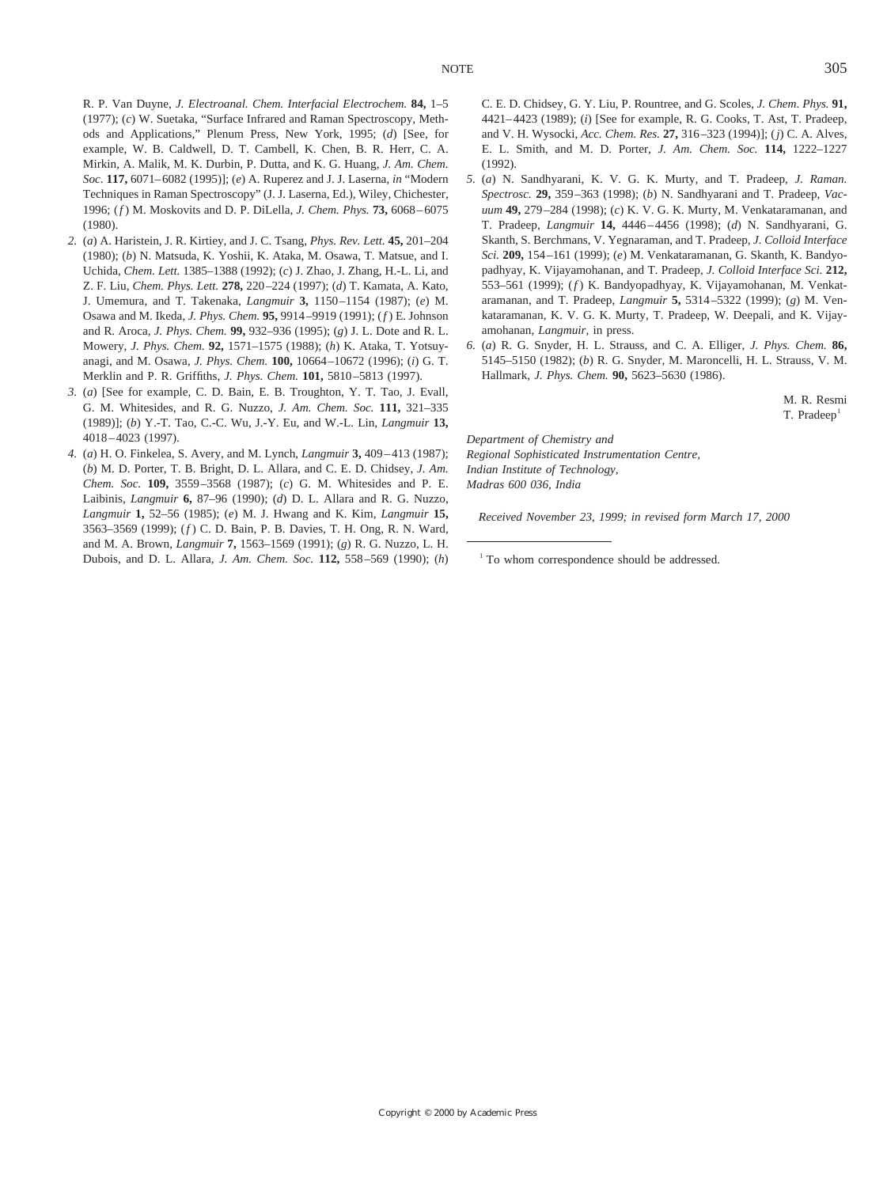R. P. Van Duyne, *J. Electroanal. Chem. Interfacial Electrochem.* **84,** 1–5 (1977); (*c*) W. Suetaka, "Surface Infrared and Raman Spectroscopy, Methods and Applications," Plenum Press, New York, 1995; (*d*) [See, for example, W. B. Caldwell, D. T. Cambell, K. Chen, B. R. Herr, C. A. Mirkin, A. Malik, M. K. Durbin, P. Dutta, and K. G. Huang, *J. Am. Chem. Soc.* **117,** 6071–6082 (1995)]; (*e*) A. Ruperez and J. J. Laserna, *in* "Modern Techniques in Raman Spectroscopy" (J. J. Laserna, Ed.), Wiley, Chichester, 1996; (*f*) M. Moskovits and D. P. DiLella, *J. Chem. Phys.* **73,** 6068–6075 (1980).

2. (*a*) A. Haristein, J. R. Kirtiey, and J. C. Tsang, *Phys. Rev. Lett.* **45,** 201–204 (1980); (*b*) N. Matsuda, K. Yoshii, K. Ataka, M. Osawa, T. Matsue, and I. Uchida, *Chem. Lett.* 1385–1388 (1992); (*c*) J. Zhao, J. Zhang, H.-L. Li, and Z. F. Liu, *Chem. Phys. Lett.* **278,** 220–224 (1997); (*d*) T. Kamata, A. Kato, J. Umemura, and T. Takenaka, *Langmuir* **3,** 1150–1154 (1987); (*e*) M. Osawa and M. Ikeda, *J. Phys. Chem.* **95,** 9914–9919 (1991); (*f*) E. Johnson and R. Aroca, *J. Phys. Chem.* **99,** 932–936 (1995); (*g*) J. L. Dote and R. L. Mowery, *J. Phys. Chem.* **92,** 1571–1575 (1988); (*h*) K. Ataka, T. Yotsuyanagi, and M. Osawa, *J. Phys. Chem.* **100,** 10664–10672 (1996); (*i*) G. T. Merklin and P. R. Griffiths, *J. Phys. Chem.* **101,** 5810–5813 (1997).

3. (*a*) [See for example, C. D. Bain, E. B. Troughton, Y. T. Tao, J. Evall, G. M. Whitesides, and R. G. Nuzzo, *J. Am. Chem. Soc.* **111,** 321–335 (1989)]; (*b*) Y.-T. Tao, C.-C. Wu, J.-Y. Eu, and W.-L. Lin, *Langmuir* **13,** 4018–4023 (1997).

4. (*a*) H. O. Finkelea, S. Avery, and M. Lynch, *Langmuir* **3,** 409–413 (1987); (*b*) M. D. Porter, T. B. Bright, D. L. Allara, and C. E. D. Chidsey, *J. Am. Chem. Soc.* **109,** 3559–3568 (1987); (*c*) G. M. Whitesides and P. E. Laibinis, *Langmuir* **6,** 87–96 (1990); (*d*) D. L. Allara and R. G. Nuzzo, *Langmuir* **1,** 52–56 (1985); (*e*) M. J. Hwang and K. Kim, *Langmuir* **15,** 3563–3569 (1999); (*f*) C. D. Bain, P. B. Davies, T. H. Ong, R. N. Ward, and M. A. Brown, *Langmuir* **7,** 1563–1569 (1991); (*g*) R. G. Nuzzo, L. H. Dubois, and D. L. Allara, *J. Am. Chem. Soc.* **112,** 558–569 (1990); (*h*) C. E. D. Chidsey, G. Y. Liu, P. Rountree, and G. Scoles, *J. Chem. Phys.* **91,** 4421–4423 (1989); (*i*) [See for example, R. G. Cooks, T. Ast, T. Pradeep, and V. H. Wysocki, *Acc. Chem. Res.* **27,** 316–323 (1994)]; (*j*) C. A. Alves, E. L. Smith, and M. D. Porter, *J. Am. Chem. Soc.* **114,** 1222–1227 (1992).

5. (*a*) N. Sandhyarani, K. V. G. K. Murty, and T. Pradeep, *J. Raman. Spectrosc.* **29,** 359–363 (1998); (*b*) N. Sandhyarani and T. Pradeep, *Vacuum* **49,** 279–284 (1998); (*c*) K. V. G. K. Murty, M. Venkataramanan, and T. Pradeep, *Langmuir* **14,** 4446–4456 (1998); (*d*) N. Sandhyarani, G. Skanth, S. Berchmans, V. Yegnaraman, and T. Pradeep, *J. Colloid Interface Sci.* **209,** 154–161 (1999); (*e*) M. Venkataramanan, G. Skanth, K. Bandyopadhyay, K. Vijayamohanan, and T. Pradeep, *J. Colloid Interface Sci.* **212,** 553–561 (1999); (*f*) K. Bandyopadhyay, K. Vijayamohanan, M. Venkataramanan, and T. Pradeep, *Langmuir* **5,** 5314–5322 (1999); (*g*) M. Venkataramanan, K. V. G. K. Murty, T. Pradeep, W. Deepali, and K. Vijayamohanan, *Langmuir*, in press.

6. (*a*) R. G. Snyder, H. L. Strauss, and C. A. Elliger, *J. Phys. Chem.* **86,** 5145–5150 (1982); (*b*) R. G. Snyder, M. Maroncelli, H. L. Strauss, V. M. Hallmark, *J. Phys. Chem.* **90,** 5623–5630 (1986).

M. R. Resmi
T. Pradeep[1]

*Department of Chemistry and*
*Regional Sophisticated Instrumentation Centre,*
*Indian Institute of Technology,*
*Madras 600 036, India*

*Received November 23, 1999; in revised form March 17, 2000*

[1] To whom correspondence should be addressed.

Copyright © 2000 by Academic Press